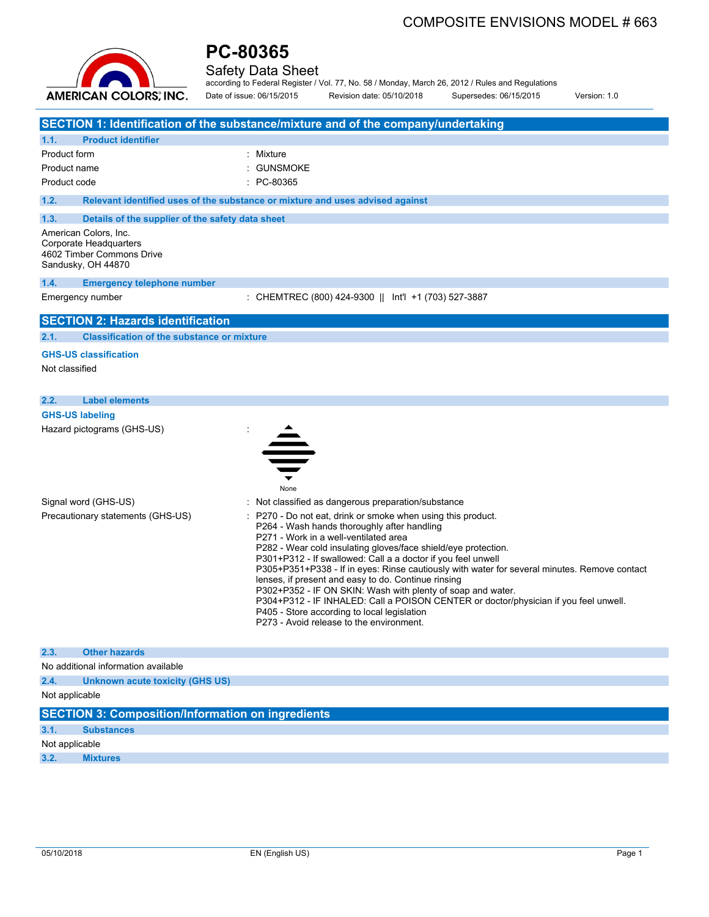COMPOSITE ENVISIONS MODEL # 663

AMERICAN COLORS, INC.

# PC-80365

## Safety Data Sheet

according to Federal Register / Vol. 77, No. 58 / Monday, March 26, 2012 / Rules and Regulations

Date of issue: 06/15/2015 Revision date: 05/10/2018 Supersedes: 06/15/2015 Version: 1.0

## SECTION 1: Identification of the substance/mixture and of the company/undertaking

### 1.1. Product identifier

| | |
|---|---|
| Product form | : Mixture |
| Product name | : GUNSMOKE |
| Product code | : PC-80365 |

### 1.2. Relevant identified uses of the substance or mixture and uses advised against

### 1.3. Details of the supplier of the safety data sheet

American Colors, Inc.
Corporate Headquarters
4602 Timber Commons Drive
Sandusky, OH 44870

### 1.4. Emergency telephone number

| | |
|---|---|
| Emergency number | : CHEMTREC (800) 424-9300 \|\| Int'l +1 (703) 527-3887 |

## SECTION 2: Hazards identification

### 2.1. Classification of the substance or mixture

**GHS-US classification**

Not classified

### 2.2. Label elements

**GHS-US labeling**

Hazard pictograms (GHS-US) :

None

Signal word (GHS-US) : Not classified as dangerous preparation/substance

Precautionary statements (GHS-US) :
P270 - Do not eat, drink or smoke when using this product.
P264 - Wash hands thoroughly after handling
P271 - Work in a well-ventilated area
P282 - Wear cold insulating gloves/face shield/eye protection.
P301+P312 - If swallowed: Call a a doctor if you feel unwell
P305+P351+P338 - If in eyes: Rinse cautiously with water for several minutes. Remove contact lenses, if present and easy to do. Continue rinsing
P302+P352 - IF ON SKIN: Wash with plenty of soap and water.
P304+P312 - IF INHALED: Call a POISON CENTER or doctor/physician if you feel unwell.
P405 - Store according to local legislation
P273 - Avoid release to the environment.

### 2.3. Other hazards

No additional information available

### 2.4. Unknown acute toxicity (GHS US)

Not applicable

## SECTION 3: Composition/Information on ingredients

### 3.1. Substances

Not applicable

### 3.2. Mixtures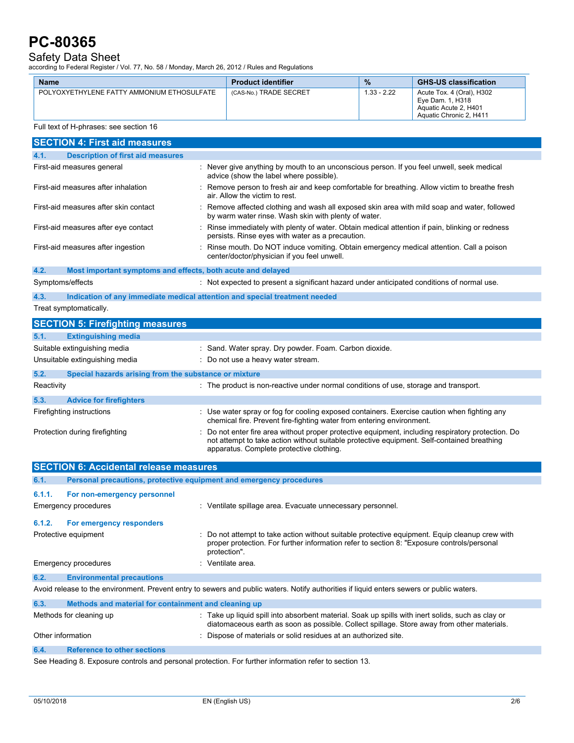| Name | Product identifier | % | GHS-US classification |
|---|---|---|---|
| POLYOXYETHYLENE FATTY AMMONIUM ETHOSULFATE | (CAS-No.) TRADE SECRET | 1.33 - 2.22 | Acute Tox. 4 (Oral), H302<br>Eye Dam. 1, H318<br>Aquatic Acute 2, H401<br>Aquatic Chronic 2, H411 |

Full text of H-phrases: see section 16

## SECTION 4: First aid measures

### 4.1. Description of first aid measures

First-aid measures general : Never give anything by mouth to an unconscious person. If you feel unwell, seek medical advice (show the label where possible).

First-aid measures after inhalation : Remove person to fresh air and keep comfortable for breathing. Allow victim to breathe fresh air. Allow the victim to rest.

First-aid measures after skin contact : Remove affected clothing and wash all exposed skin area with mild soap and water, followed by warm water rinse. Wash skin with plenty of water.

First-aid measures after eye contact : Rinse immediately with plenty of water. Obtain medical attention if pain, blinking or redness persists. Rinse eyes with water as a precaution.

First-aid measures after ingestion : Rinse mouth. Do NOT induce vomiting. Obtain emergency medical attention. Call a poison center/doctor/physician if you feel unwell.

### 4.2. Most important symptoms and effects, both acute and delayed

Symptoms/effects : Not expected to present a significant hazard under anticipated conditions of normal use.

### 4.3. Indication of any immediate medical attention and special treatment needed

Treat symptomatically.

## SECTION 5: Firefighting measures

### 5.1. Extinguishing media

Suitable extinguishing media : Sand. Water spray. Dry powder. Foam. Carbon dioxide.

Unsuitable extinguishing media : Do not use a heavy water stream.

### 5.2. Special hazards arising from the substance or mixture

Reactivity : The product is non-reactive under normal conditions of use, storage and transport.

### 5.3. Advice for firefighters

Firefighting instructions : Use water spray or fog for cooling exposed containers. Exercise caution when fighting any chemical fire. Prevent fire-fighting water from entering environment.

Protection during firefighting : Do not enter fire area without proper protective equipment, including respiratory protection. Do not attempt to take action without suitable protective equipment. Self-contained breathing apparatus. Complete protective clothing.

## SECTION 6: Accidental release measures

### 6.1. Personal precautions, protective equipment and emergency procedures

#### 6.1.1. For non-emergency personnel

Emergency procedures : Ventilate spillage area. Evacuate unnecessary personnel.

#### 6.1.2. For emergency responders

Protective equipment : Do not attempt to take action without suitable protective equipment. Equip cleanup crew with proper protection. For further information refer to section 8: "Exposure controls/personal protection".

Emergency procedures : Ventilate area.

### 6.2. Environmental precautions

Avoid release to the environment. Prevent entry to sewers and public waters. Notify authorities if liquid enters sewers or public waters.

### 6.3. Methods and material for containment and cleaning up

Methods for cleaning up : Take up liquid spill into absorbent material. Soak up spills with inert solids, such as clay or diatomaceous earth as soon as possible. Collect spillage. Store away from other materials.

Other information : Dispose of materials or solid residues at an authorized site.

### 6.4. Reference to other sections

See Heading 8. Exposure controls and personal protection. For further information refer to section 13.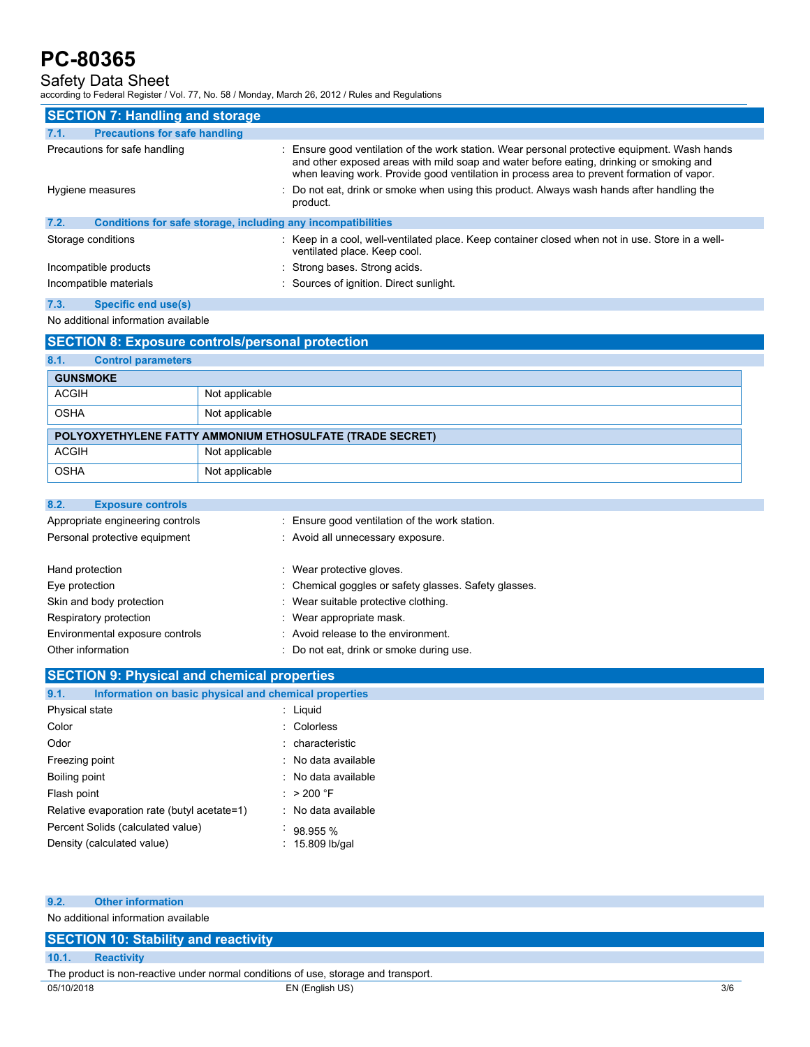## SECTION 7: Handling and storage

### 7.1. Precaution for safe handling

Precautions for safe handling : Ensure good ventilation of the work station. Wear personal protective equipment. Wash hands and other exposed areas with mild soap and water before eating, drinking or smoking and when leaving work. Provide good ventilation in process area to prevent formation of vapor.

Hygiene measures : Do not eat, drink or smoke when using this product. Always wash hands after handling the product.

### 7.2. Conditions for safe storage, including any incompatibilities

Storage conditions : Keep in a cool, well-ventilated place. Keep container closed when not in use. Store in a well-ventilated place. Keep cool.

Incompatible products : Strong bases. Strong acids.

Incompatible materials : Sources of ignition. Direct sunlight.

### 7.3. Specific end use(s)

No additional information available

## SECTION 8: Exposure controls/personal protection

### 8.1. Control parameters

| GUNSMOKE | |
|---|---|
| ACGIH | Not applicable |
| OSHA | Not applicable |

| POLYOXYETHYLENE FATTY AMMONIUM ETHOSULFATE (TRADE SECRET) | |
|---|---|
| ACGIH | Not applicable |
| OSHA | Not applicable |

### 8.2. Exposure controls

Appropriate engineering controls : Ensure good ventilation of the work station.

Personal protective equipment : Avoid all unnecessary exposure.

Hand protection : Wear protective gloves.

Eye protection : Chemical goggles or safety glasses. Safety glasses.

Skin and body protection : Wear suitable protective clothing.

Respiratory protection : Wear appropriate mask.

Environmental exposure controls : Avoid release to the environment.

Other information : Do not eat, drink or smoke during use.

## SECTION 9: Physical and chemical properties

### 9.1. Information on basic physical and chemical properties

Physical state : Liquid

Color : Colorless

Odor : characteristic

Freezing point : No data available

Boiling point : No data available

Flash point : > 200 °F

Relative evaporation rate (butyl acetate=1) : No data available

Percent Solids (calculated value) : 98.955 %

Density (calculated value) : 15.809 lb/gal

### 9.2. Other information

No additional information available

## SECTION 10: Stability and reactivity

### 10.1. Reactivity

The product is non-reactive under normal conditions of use, storage and transport.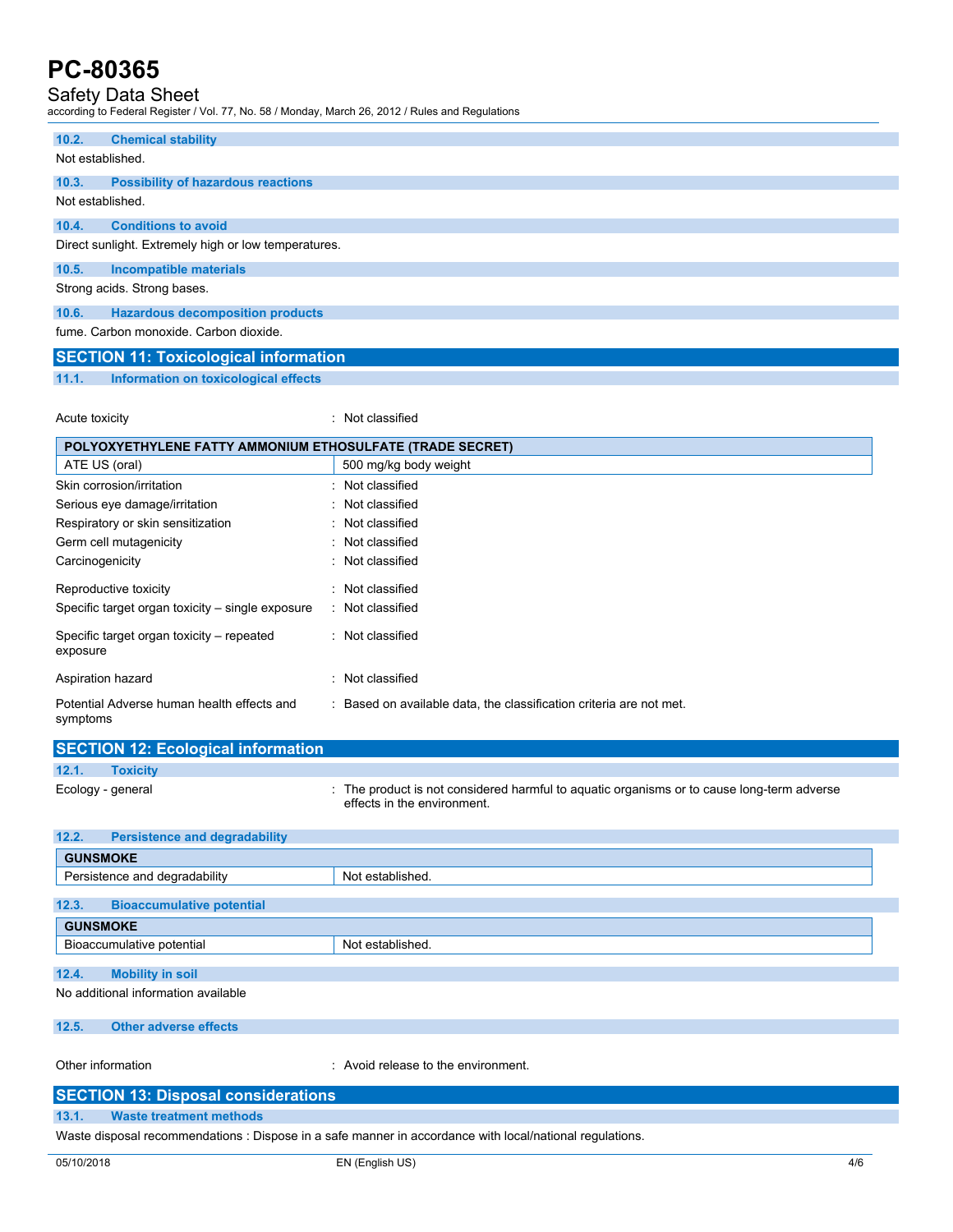### 10.2. Chemical stability

Not established.

### 10.3. Possibility of hazardous reactions

Not established.

### 10.4. Conditions to avoid

Direct sunlight. Extremely high or low temperatures.

### 10.5. Incompatible materials

Strong acids. Strong bases.

### 10.6. Hazardous decomposition products

fume. Carbon monoxide. Carbon dioxide.

## SECTION 11: Toxicological information

### 11.1. Information on toxicological effects

Acute toxicity : Not classified

| POLYOXYETHYLENE FATTY AMMONIUM ETHOSULFATE (TRADE SECRET) | |
|---|---|
| ATE US (oral) | 500 mg/kg body weight |

Skin corrosion/irritation : Not classified

Serious eye damage/irritation : Not classified

Respiratory or skin sensitization : Not classified

Germ cell mutagenicity : Not classified

Carcinogenicity : Not classified

Reproductive toxicity : Not classified

Specific target organ toxicity – single exposure : Not classified

Specific target organ toxicity – repeated exposure : Not classified

Aspiration hazard : Not classified

Potential Adverse human health effects and symptoms : Based on available data, the classification criteria are not met.

## SECTION 12: Ecological information

### 12.1. Toxicity

Ecology - general : The product is not considered harmful to aquatic organisms or to cause long-term adverse effects in the environment.

### 12.2. Persistence and degradability

| GUNSMOKE | |
|---|---|
| Persistence and degradability | Not established. |

### 12.3. Bioaccumulative potential

| GUNSMOKE | |
|---|---|
| Bioaccumulative potential | Not established. |

### 12.4. Mobility in soil

No additional information available

### 12.5. Other adverse effects

Other information : Avoid release to the environment.

## SECTION 13: Disposal considerations

### 13.1. Waste treatment methods

Waste disposal recommendations : Dispose in a safe manner in accordance with local/national regulations.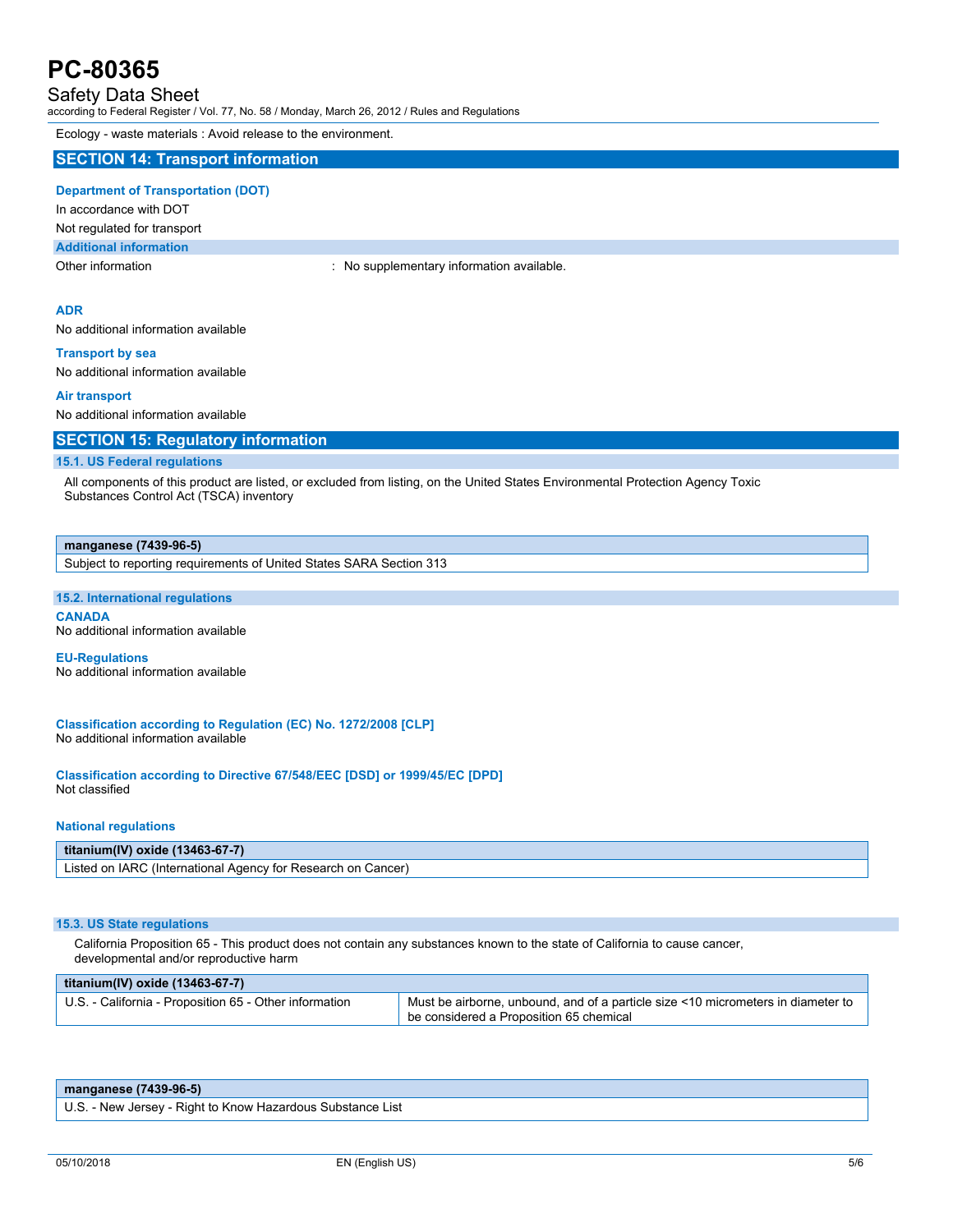Ecology - waste materials : Avoid release to the environment.

## SECTION 14: Transport information

### Department of Transportation (DOT)

In accordance with DOT

Not regulated for transport

#### Additional information

Other information : No supplementary information available.

### ADR

No additional information available

### Transport by sea

No additional information available

### Air transport

No additional information available

## SECTION 15: Regulatory information

### 15.1. US Federal regulations

All components of this product are listed, or excluded from listing, on the United States Environmental Protection Agency Toxic Substances Control Act (TSCA) inventory

| manganese (7439-96-5) |
| --- |
| Subject to reporting requirements of United States SARA Section 313 |

### 15.2. International regulations

**CANADA**

No additional information available

**EU-Regulations**

No additional information available

**Classification according to Regulation (EC) No. 1272/2008 [CLP]**

No additional information available

**Classification according to Directive 67/548/EEC [DSD] or 1999/45/EC [DPD]**

Not classified

**National regulations**

| titanium(IV) oxide (13463-67-7) |
| --- |
| Listed on IARC (International Agency for Research on Cancer) |

### 15.3. US State regulations

California Proposition 65 - This product does not contain any substances known to the state of California to cause cancer, developmental and/or reproductive harm

| titanium(IV) oxide (13463-67-7) | |
| --- | --- |
| U.S. - California - Proposition 65 - Other information | Must be airborne, unbound, and of a particle size <10 micrometers in diameter to be considered a Proposition 65 chemical |

| manganese (7439-96-5) |
| --- |
| U.S. - New Jersey - Right to Know Hazardous Substance List |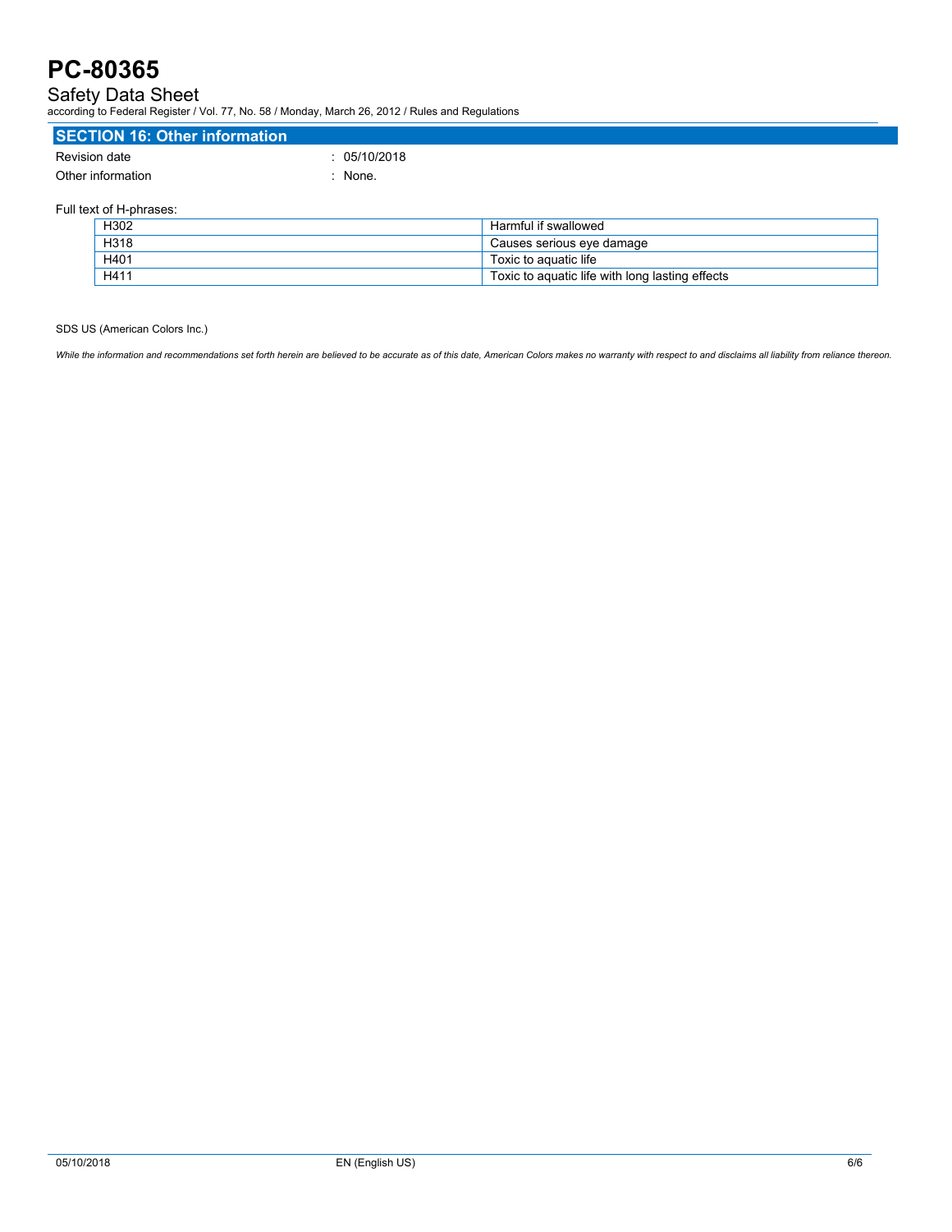## SECTION 16: Other information

Revision date : 05/10/2018

Other information : None.

Full text of H-phrases:

| | |
|---|---|
| H302 | Harmful if swallowed |
| H318 | Causes serious eye damage |
| H401 | Toxic to aquatic life |
| H411 | Toxic to aquatic life with long lasting effects |

SDS US (American Colors Inc.)

*While the information and recommendations set forth herein are believed to be accurate as of this date, American Colors makes no warranty with respect to and disclaims all liability from reliance thereon.*